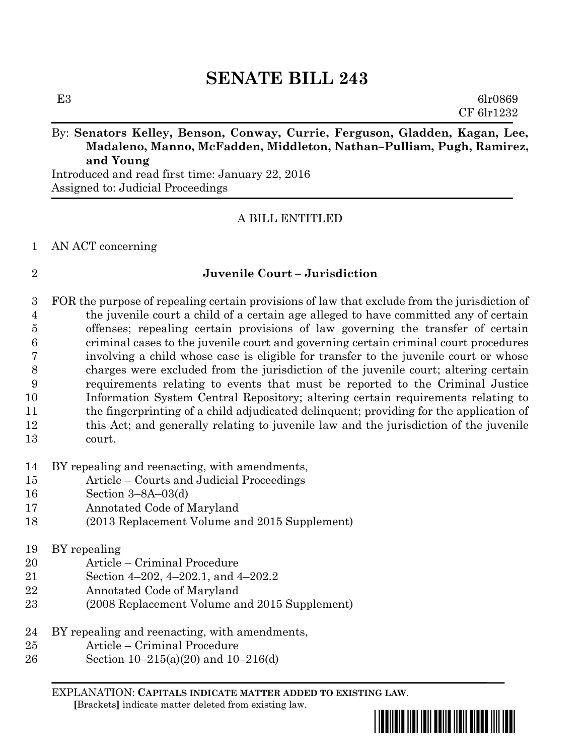# SENATE BILL 243

E3 6lr0869
CF 6lr1232

By: **Senators Kelley, Benson, Conway, Currie, Ferguson, Gladden, Kagan, Lee, Madaleno, Manno, McFadden, Middleton, Nathan–Pulliam, Pugh, Ramirez, and Young**

Introduced and read first time: January 22, 2016
Assigned to: Judicial Proceedings

A BILL ENTITLED

1 AN ACT concerning

2 **Juvenile Court – Jurisdiction**

3 FOR the purpose of repealing certain provisions of law that exclude from the jurisdiction of
4 the juvenile court a child of a certain age alleged to have committed any of certain
5 offenses; repealing certain provisions of law governing the transfer of certain
6 criminal cases to the juvenile court and governing certain criminal court procedures
7 involving a child whose case is eligible for transfer to the juvenile court or whose
8 charges were excluded from the jurisdiction of the juvenile court; altering certain
9 requirements relating to events that must be reported to the Criminal Justice
10 Information System Central Repository; altering certain requirements relating to
11 the fingerprinting of a child adjudicated delinquent; providing for the application of
12 this Act; and generally relating to juvenile law and the jurisdiction of the juvenile
13 court.

14 BY repealing and reenacting, with amendments,
15 Article – Courts and Judicial Proceedings
16 Section 3–8A–03(d)
17 Annotated Code of Maryland
18 (2013 Replacement Volume and 2015 Supplement)

19 BY repealing
20 Article – Criminal Procedure
21 Section 4–202, 4–202.1, and 4–202.2
22 Annotated Code of Maryland
23 (2008 Replacement Volume and 2015 Supplement)

24 BY repealing and reenacting, with amendments,
25 Article – Criminal Procedure
26 Section 10–215(a)(20) and 10–216(d)

EXPLANATION: **CAPITALS INDICATE MATTER ADDED TO EXISTING LAW.**
**[**Brackets**]** indicate matter deleted from existing law.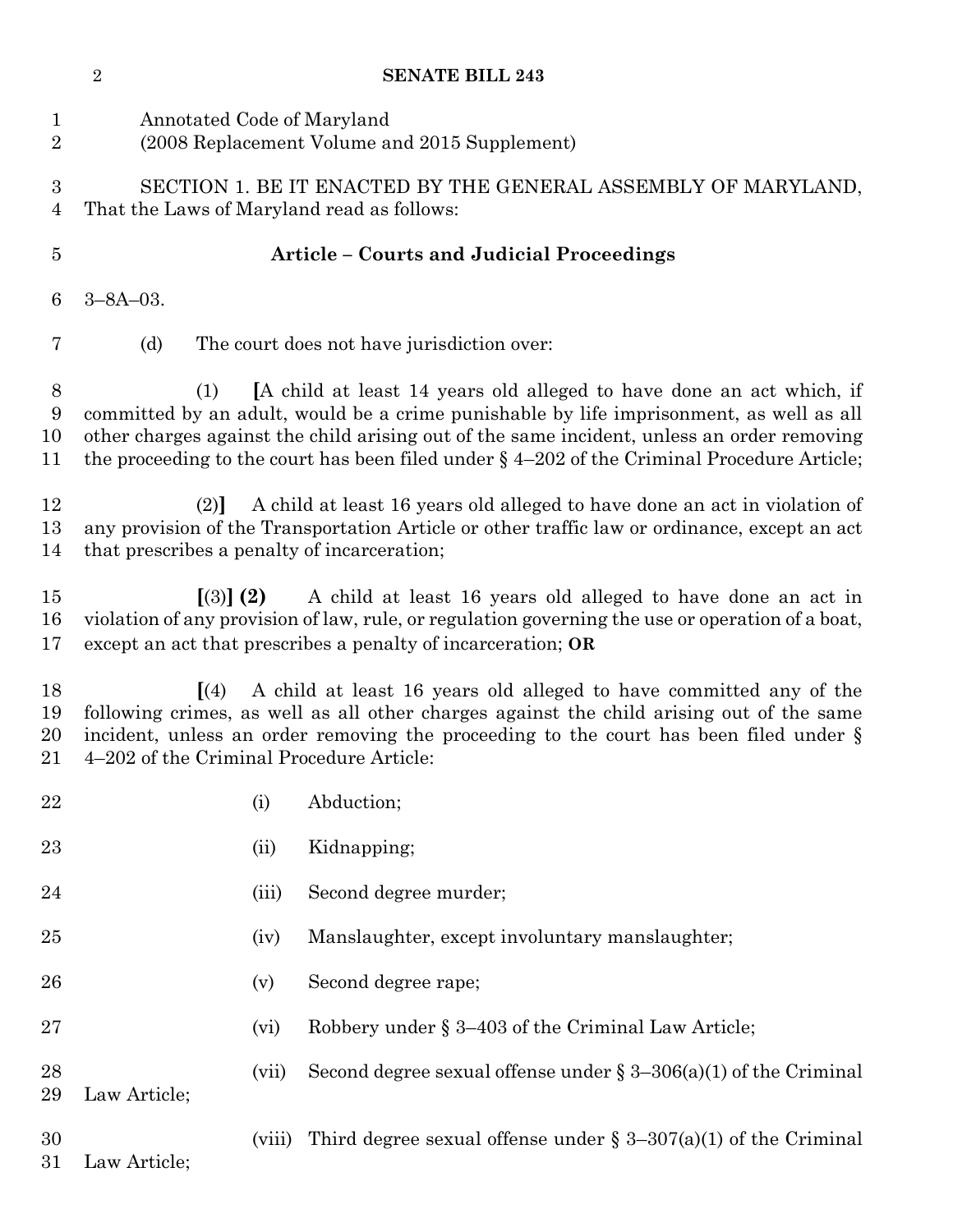Annotated Code of Maryland
(2008 Replacement Volume and 2015 Supplement)

SECTION 1. BE IT ENACTED BY THE GENERAL ASSEMBLY OF MARYLAND, That the Laws of Maryland read as follows:

## Article – Courts and Judicial Proceedings

3–8A–03.

(d) The court does not have jurisdiction over:

(1) [A child at least 14 years old alleged to have done an act which, if committed by an adult, would be a crime punishable by life imprisonment, as well as all other charges against the child arising out of the same incident, unless an order removing the proceeding to the court has been filed under § 4–202 of the Criminal Procedure Article;

(2)] A child at least 16 years old alleged to have done an act in violation of any provision of the Transportation Article or other traffic law or ordinance, except an act that prescribes a penalty of incarceration;

[(3)] **(2)** A child at least 16 years old alleged to have done an act in violation of any provision of law, rule, or regulation governing the use or operation of a boat, except an act that prescribes a penalty of incarceration; **OR**

[(4) A child at least 16 years old alleged to have committed any of the following crimes, as well as all other charges against the child arising out of the same incident, unless an order removing the proceeding to the court has been filed under § 4–202 of the Criminal Procedure Article:

(i) Abduction;

(ii) Kidnapping;

(iii) Second degree murder;

(iv) Manslaughter, except involuntary manslaughter;

(v) Second degree rape;

(vi) Robbery under § 3–403 of the Criminal Law Article;

(vii) Second degree sexual offense under § 3–306(a)(1) of the Criminal Law Article;

(viii) Third degree sexual offense under § 3–307(a)(1) of the Criminal Law Article;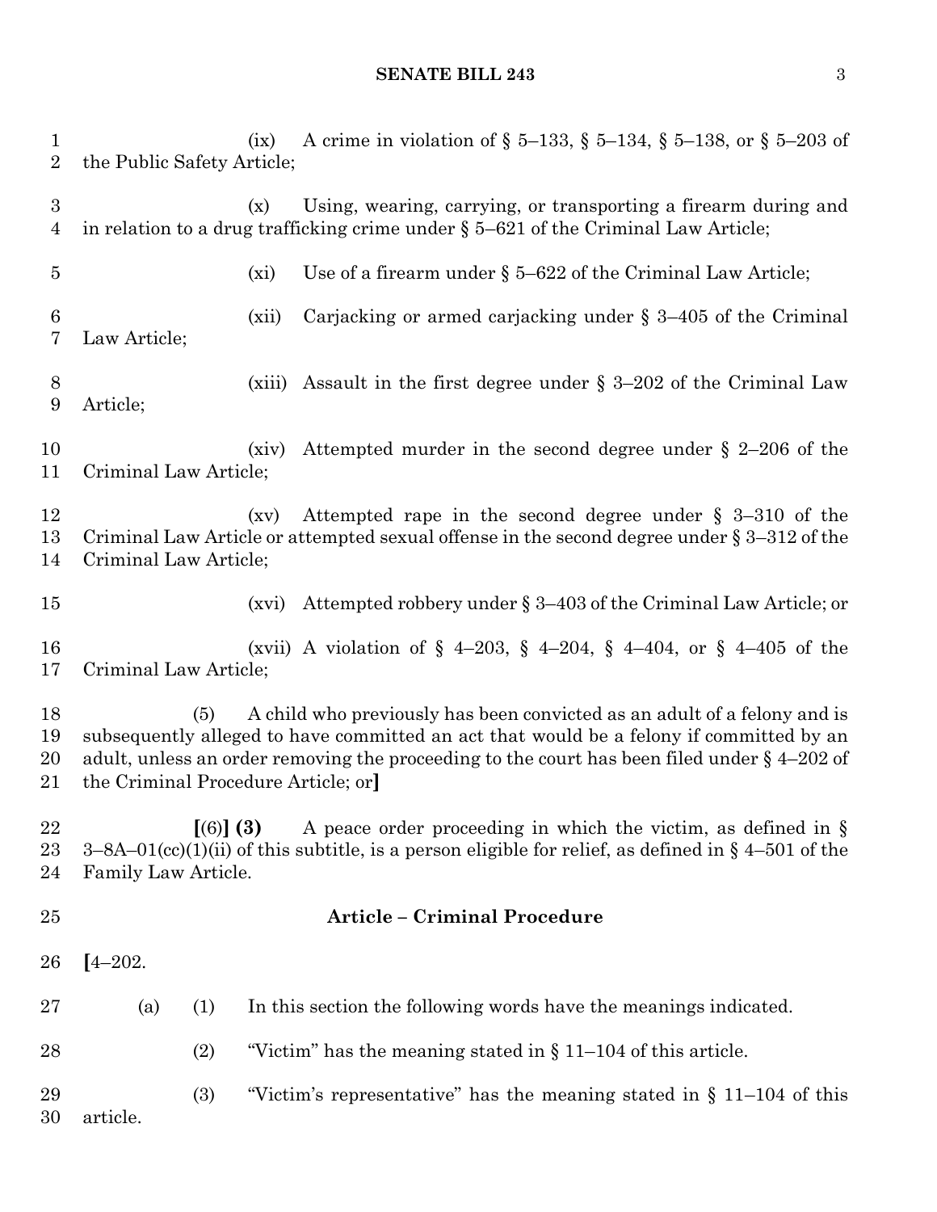(ix) A crime in violation of § 5–133, § 5–134, § 5–138, or § 5–203 of the Public Safety Article;

(x) Using, wearing, carrying, or transporting a firearm during and in relation to a drug trafficking crime under § 5–621 of the Criminal Law Article;

(xi) Use of a firearm under § 5–622 of the Criminal Law Article;

(xii) Carjacking or armed carjacking under § 3–405 of the Criminal Law Article;

(xiii) Assault in the first degree under § 3–202 of the Criminal Law Article;

(xiv) Attempted murder in the second degree under § 2–206 of the Criminal Law Article;

(xv) Attempted rape in the second degree under § 3–310 of the Criminal Law Article or attempted sexual offense in the second degree under § 3–312 of the Criminal Law Article;

(xvi) Attempted robbery under § 3–403 of the Criminal Law Article; or

(xvii) A violation of § 4–203, § 4–204, § 4–404, or § 4–405 of the Criminal Law Article;

(5) A child who previously has been convicted as an adult of a felony and is subsequently alleged to have committed an act that would be a felony if committed by an adult, unless an order removing the proceeding to the court has been filed under § 4–202 of the Criminal Procedure Article; or**]**

**[**(6)**] (3)** A peace order proceeding in which the victim, as defined in § 3–8A–01(cc)(1)(ii) of this subtitle, is a person eligible for relief, as defined in § 4–501 of the Family Law Article.

## Article – Criminal Procedure

**[**4–202.

(a) (1) In this section the following words have the meanings indicated.

(2) "Victim" has the meaning stated in § 11–104 of this article.

(3) "Victim's representative" has the meaning stated in § 11–104 of this article.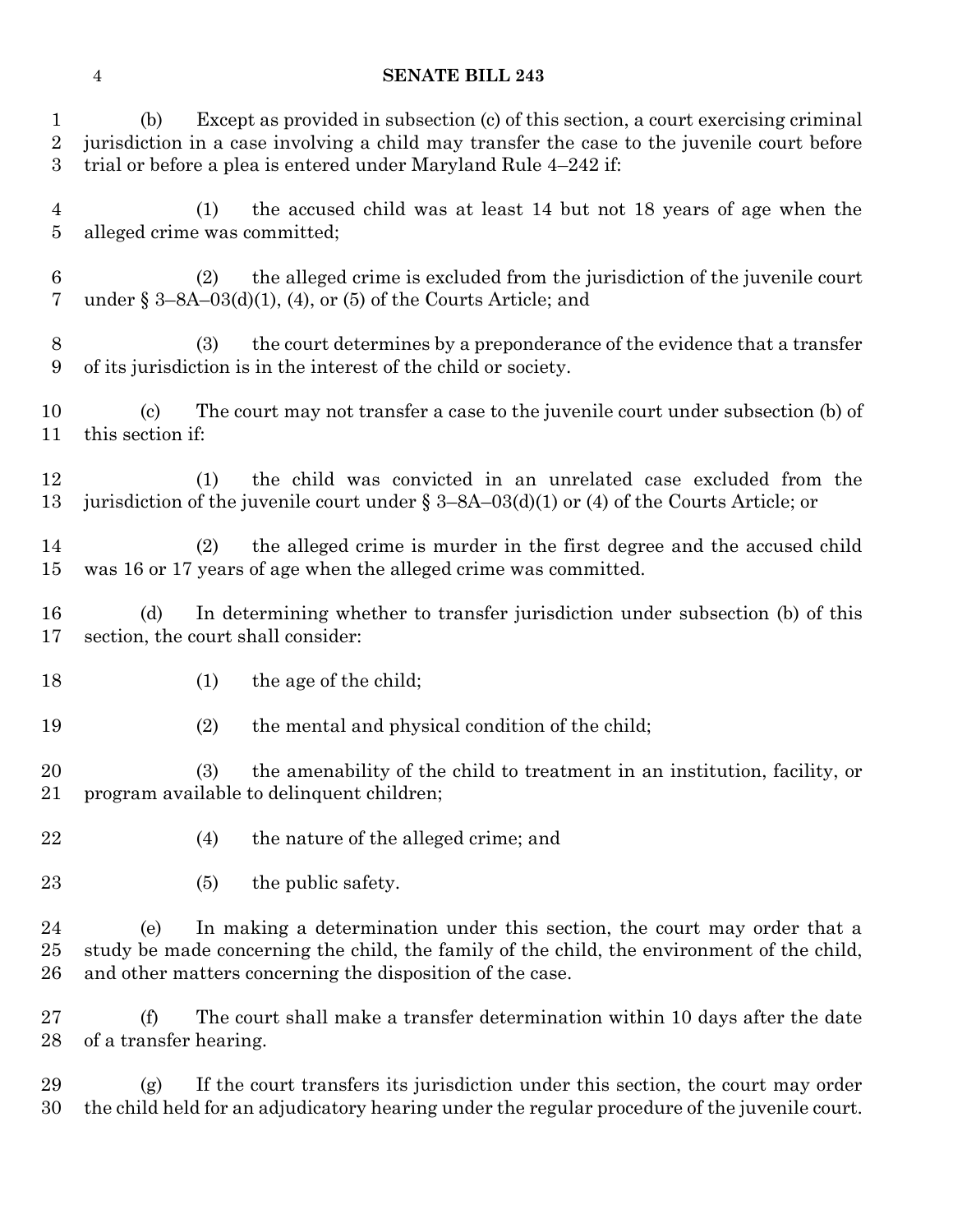(b) Except as provided in subsection (c) of this section, a court exercising criminal jurisdiction in a case involving a child may transfer the case to the juvenile court before trial or before a plea is entered under Maryland Rule 4–242 if:

(1) the accused child was at least 14 but not 18 years of age when the alleged crime was committed;

(2) the alleged crime is excluded from the jurisdiction of the juvenile court under § 3–8A–03(d)(1), (4), or (5) of the Courts Article; and

(3) the court determines by a preponderance of the evidence that a transfer of its jurisdiction is in the interest of the child or society.

(c) The court may not transfer a case to the juvenile court under subsection (b) of this section if:

(1) the child was convicted in an unrelated case excluded from the jurisdiction of the juvenile court under § 3–8A–03(d)(1) or (4) of the Courts Article; or

(2) the alleged crime is murder in the first degree and the accused child was 16 or 17 years of age when the alleged crime was committed.

(d) In determining whether to transfer jurisdiction under subsection (b) of this section, the court shall consider:

(1) the age of the child;

(2) the mental and physical condition of the child;

(3) the amenability of the child to treatment in an institution, facility, or program available to delinquent children;

(4) the nature of the alleged crime; and

(5) the public safety.

(e) In making a determination under this section, the court may order that a study be made concerning the child, the family of the child, the environment of the child, and other matters concerning the disposition of the case.

(f) The court shall make a transfer determination within 10 days after the date of a transfer hearing.

(g) If the court transfers its jurisdiction under this section, the court may order the child held for an adjudicatory hearing under the regular procedure of the juvenile court.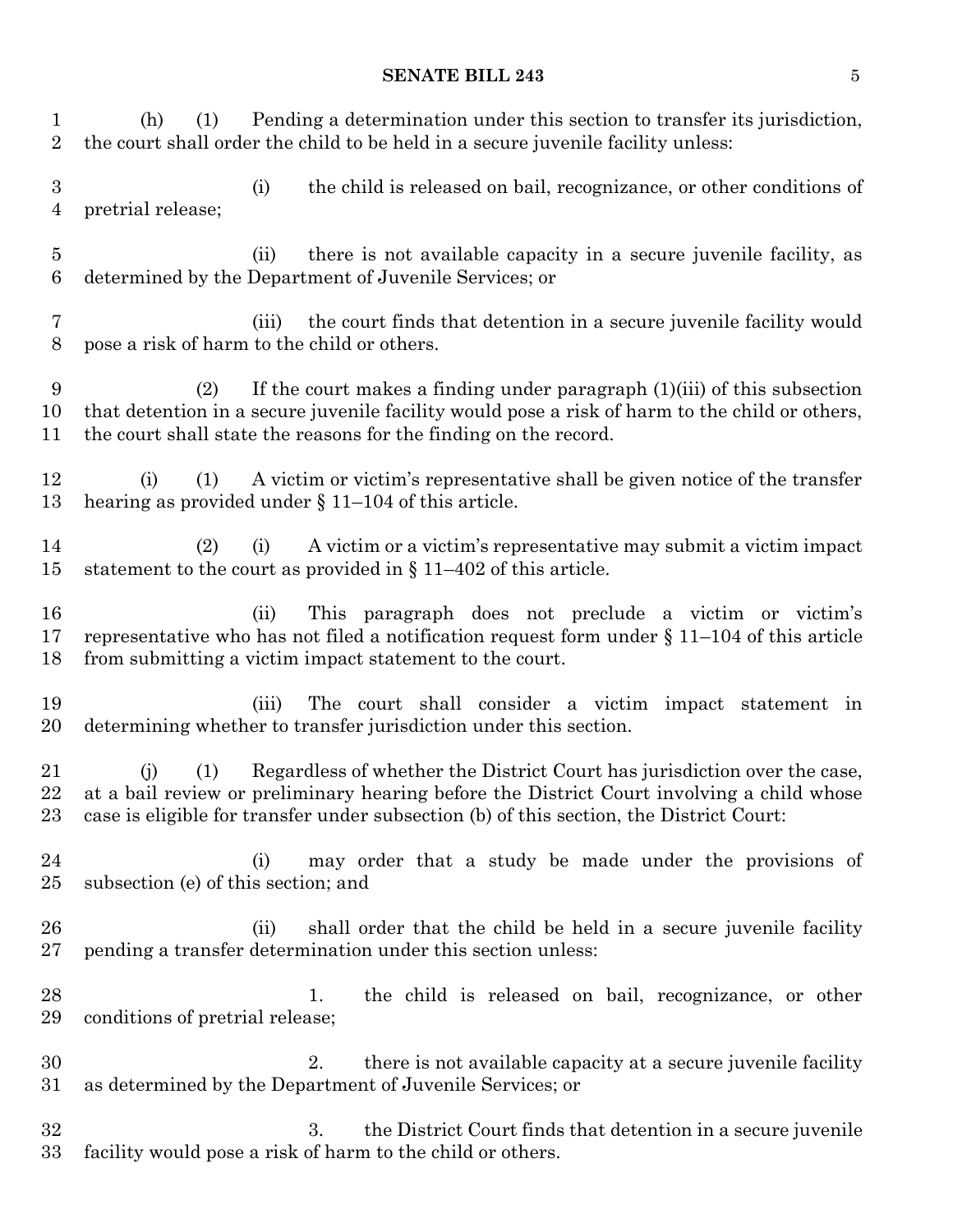(h) (1) Pending a determination under this section to transfer its jurisdiction, the court shall order the child to be held in a secure juvenile facility unless:

(i) the child is released on bail, recognizance, or other conditions of pretrial release;

(ii) there is not available capacity in a secure juvenile facility, as determined by the Department of Juvenile Services; or

(iii) the court finds that detention in a secure juvenile facility would pose a risk of harm to the child or others.

(2) If the court makes a finding under paragraph (1)(iii) of this subsection that detention in a secure juvenile facility would pose a risk of harm to the child or others, the court shall state the reasons for the finding on the record.

(i) (1) A victim or victim's representative shall be given notice of the transfer hearing as provided under § 11–104 of this article.

(2) (i) A victim or a victim's representative may submit a victim impact statement to the court as provided in § 11–402 of this article.

(ii) This paragraph does not preclude a victim or victim's representative who has not filed a notification request form under § 11–104 of this article from submitting a victim impact statement to the court.

(iii) The court shall consider a victim impact statement in determining whether to transfer jurisdiction under this section.

(j) (1) Regardless of whether the District Court has jurisdiction over the case, at a bail review or preliminary hearing before the District Court involving a child whose case is eligible for transfer under subsection (b) of this section, the District Court:

(i) may order that a study be made under the provisions of subsection (e) of this section; and

(ii) shall order that the child be held in a secure juvenile facility pending a transfer determination under this section unless:

1. the child is released on bail, recognizance, or other conditions of pretrial release;

2. there is not available capacity at a secure juvenile facility as determined by the Department of Juvenile Services; or

3. the District Court finds that detention in a secure juvenile facility would pose a risk of harm to the child or others.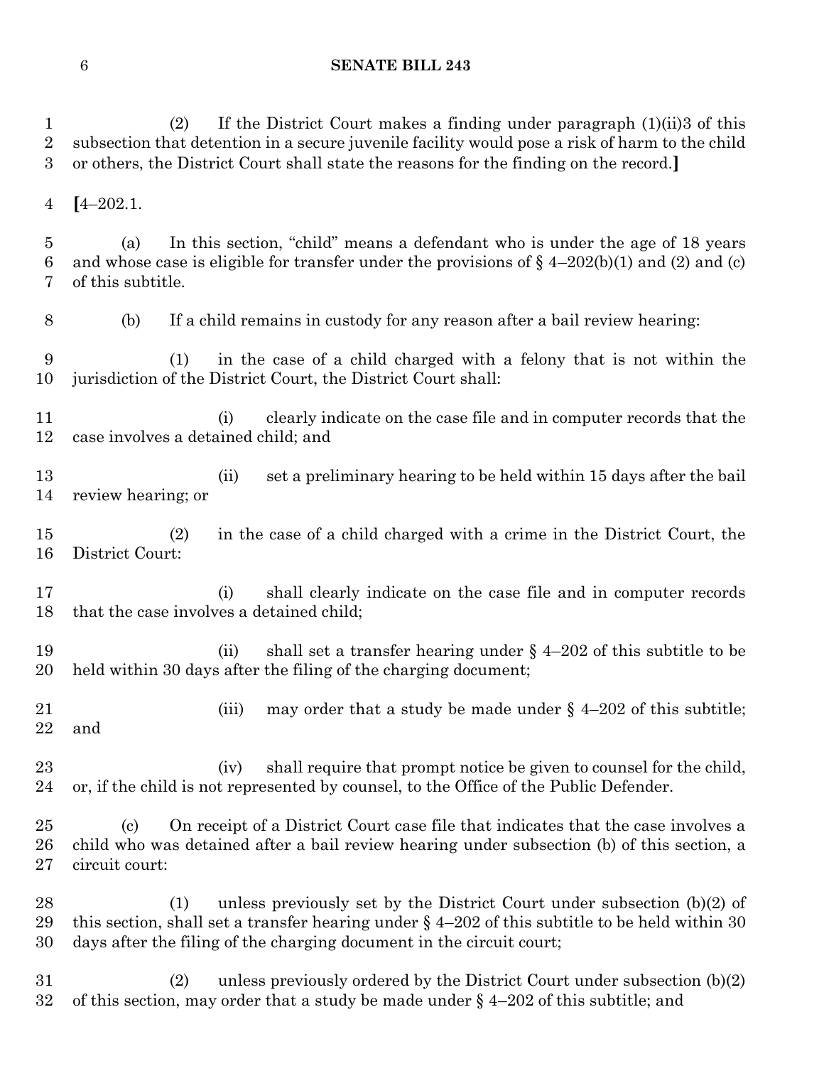(2) If the District Court makes a finding under paragraph (1)(ii)3 of this subsection that detention in a secure juvenile facility would pose a risk of harm to the child or others, the District Court shall state the reasons for the finding on the record.]

[4–202.1.

(a) In this section, "child" means a defendant who is under the age of 18 years and whose case is eligible for transfer under the provisions of § 4–202(b)(1) and (2) and (c) of this subtitle.

(b) If a child remains in custody for any reason after a bail review hearing:

(1) in the case of a child charged with a felony that is not within the jurisdiction of the District Court, the District Court shall:

(i) clearly indicate on the case file and in computer records that the case involves a detained child; and

(ii) set a preliminary hearing to be held within 15 days after the bail review hearing; or

(2) in the case of a child charged with a crime in the District Court, the District Court:

(i) shall clearly indicate on the case file and in computer records that the case involves a detained child;

(ii) shall set a transfer hearing under § 4–202 of this subtitle to be held within 30 days after the filing of the charging document;

(iii) may order that a study be made under § 4–202 of this subtitle; and

(iv) shall require that prompt notice be given to counsel for the child, or, if the child is not represented by counsel, to the Office of the Public Defender.

(c) On receipt of a District Court case file that indicates that the case involves a child who was detained after a bail review hearing under subsection (b) of this section, a circuit court:

(1) unless previously set by the District Court under subsection (b)(2) of this section, shall set a transfer hearing under § 4–202 of this subtitle to be held within 30 days after the filing of the charging document in the circuit court;

(2) unless previously ordered by the District Court under subsection (b)(2) of this section, may order that a study be made under § 4–202 of this subtitle; and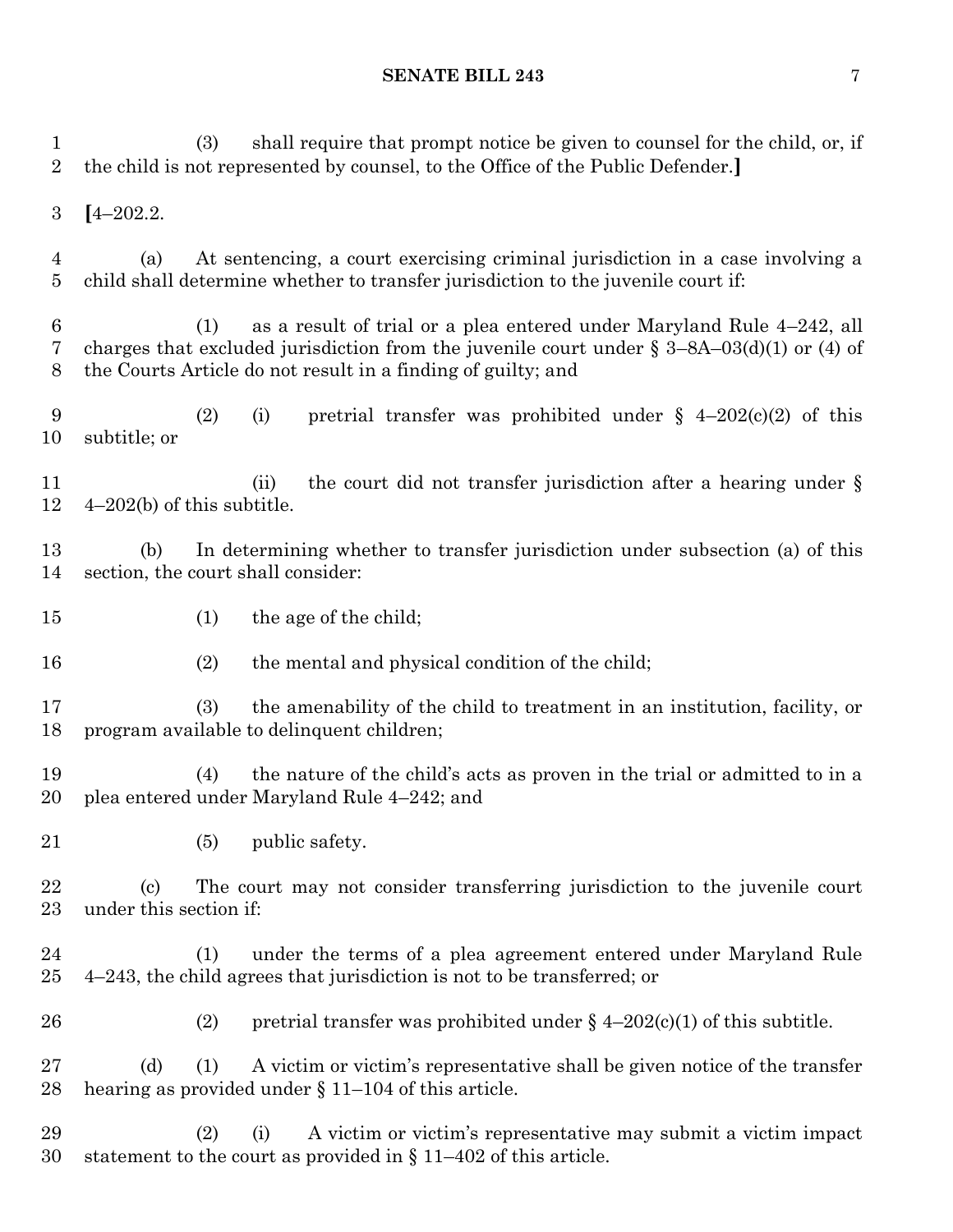(3) shall require that prompt notice be given to counsel for the child, or, if the child is not represented by counsel, to the Office of the Public Defender.]

[4–202.2.

(a) At sentencing, a court exercising criminal jurisdiction in a case involving a child shall determine whether to transfer jurisdiction to the juvenile court if:

(1) as a result of trial or a plea entered under Maryland Rule 4–242, all charges that excluded jurisdiction from the juvenile court under § 3–8A–03(d)(1) or (4) of the Courts Article do not result in a finding of guilty; and

(2) (i) pretrial transfer was prohibited under § 4–202(c)(2) of this subtitle; or

(ii) the court did not transfer jurisdiction after a hearing under § 4–202(b) of this subtitle.

(b) In determining whether to transfer jurisdiction under subsection (a) of this section, the court shall consider:

(1) the age of the child;

(2) the mental and physical condition of the child;

(3) the amenability of the child to treatment in an institution, facility, or program available to delinquent children;

(4) the nature of the child's acts as proven in the trial or admitted to in a plea entered under Maryland Rule 4–242; and

(5) public safety.

(c) The court may not consider transferring jurisdiction to the juvenile court under this section if:

(1) under the terms of a plea agreement entered under Maryland Rule 4–243, the child agrees that jurisdiction is not to be transferred; or

(2) pretrial transfer was prohibited under § 4–202(c)(1) of this subtitle.

(d) (1) A victim or victim's representative shall be given notice of the transfer hearing as provided under § 11–104 of this article.

(2) (i) A victim or victim's representative may submit a victim impact statement to the court as provided in § 11–402 of this article.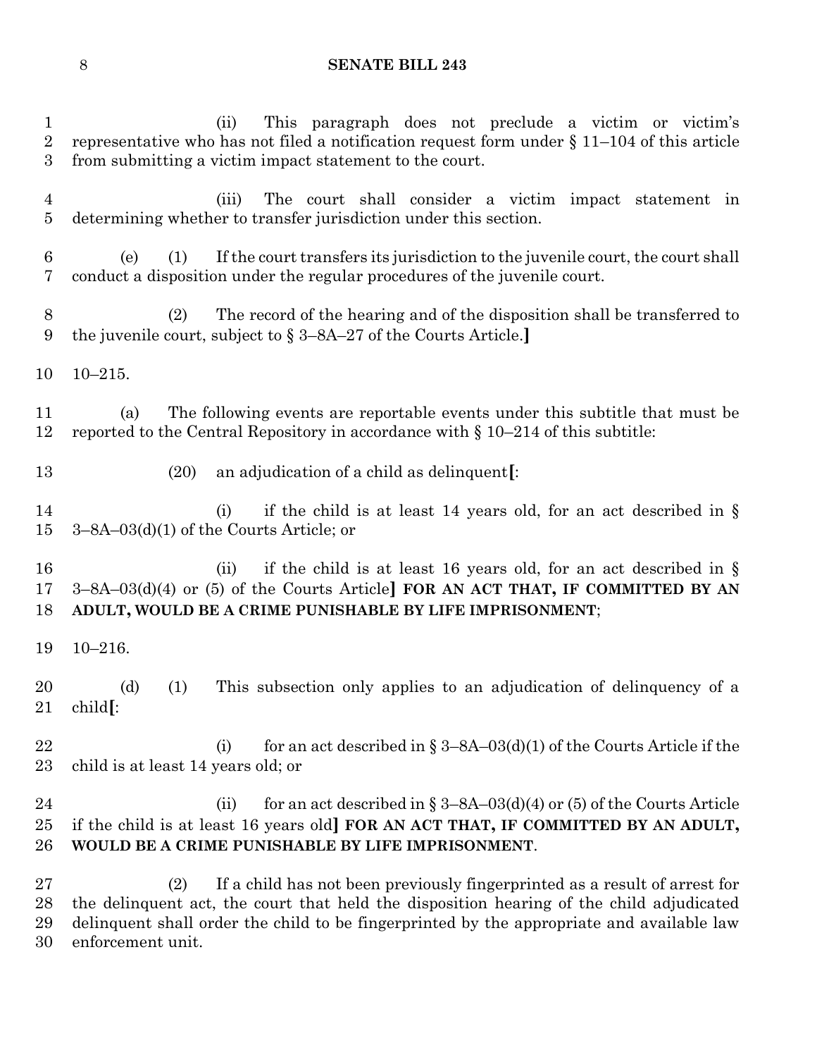(ii) This paragraph does not preclude a victim or victim's representative who has not filed a notification request form under § 11–104 of this article from submitting a victim impact statement to the court.

(iii) The court shall consider a victim impact statement in determining whether to transfer jurisdiction under this section.

(e) (1) If the court transfers its jurisdiction to the juvenile court, the court shall conduct a disposition under the regular procedures of the juvenile court.

(2) The record of the hearing and of the disposition shall be transferred to the juvenile court, subject to § 3–8A–27 of the Courts Article.**]**

10–215.

(a) The following events are reportable events under this subtitle that must be reported to the Central Repository in accordance with § 10–214 of this subtitle:

(20) an adjudication of a child as delinquent**[**:

(i) if the child is at least 14 years old, for an act described in § 3–8A–03(d)(1) of the Courts Article; or

(ii) if the child is at least 16 years old, for an act described in § 3–8A–03(d)(4) or (5) of the Courts Article**]** **FOR AN ACT THAT, IF COMMITTED BY AN ADULT, WOULD BE A CRIME PUNISHABLE BY LIFE IMPRISONMENT**;

10–216.

(d) (1) This subsection only applies to an adjudication of delinquency of a child**[**:

(i) for an act described in § 3–8A–03(d)(1) of the Courts Article if the child is at least 14 years old; or

(ii) for an act described in § 3–8A–03(d)(4) or (5) of the Courts Article if the child is at least 16 years old**]** **FOR AN ACT THAT, IF COMMITTED BY AN ADULT, WOULD BE A CRIME PUNISHABLE BY LIFE IMPRISONMENT**.

(2) If a child has not been previously fingerprinted as a result of arrest for the delinquent act, the court that held the disposition hearing of the child adjudicated delinquent shall order the child to be fingerprinted by the appropriate and available law enforcement unit.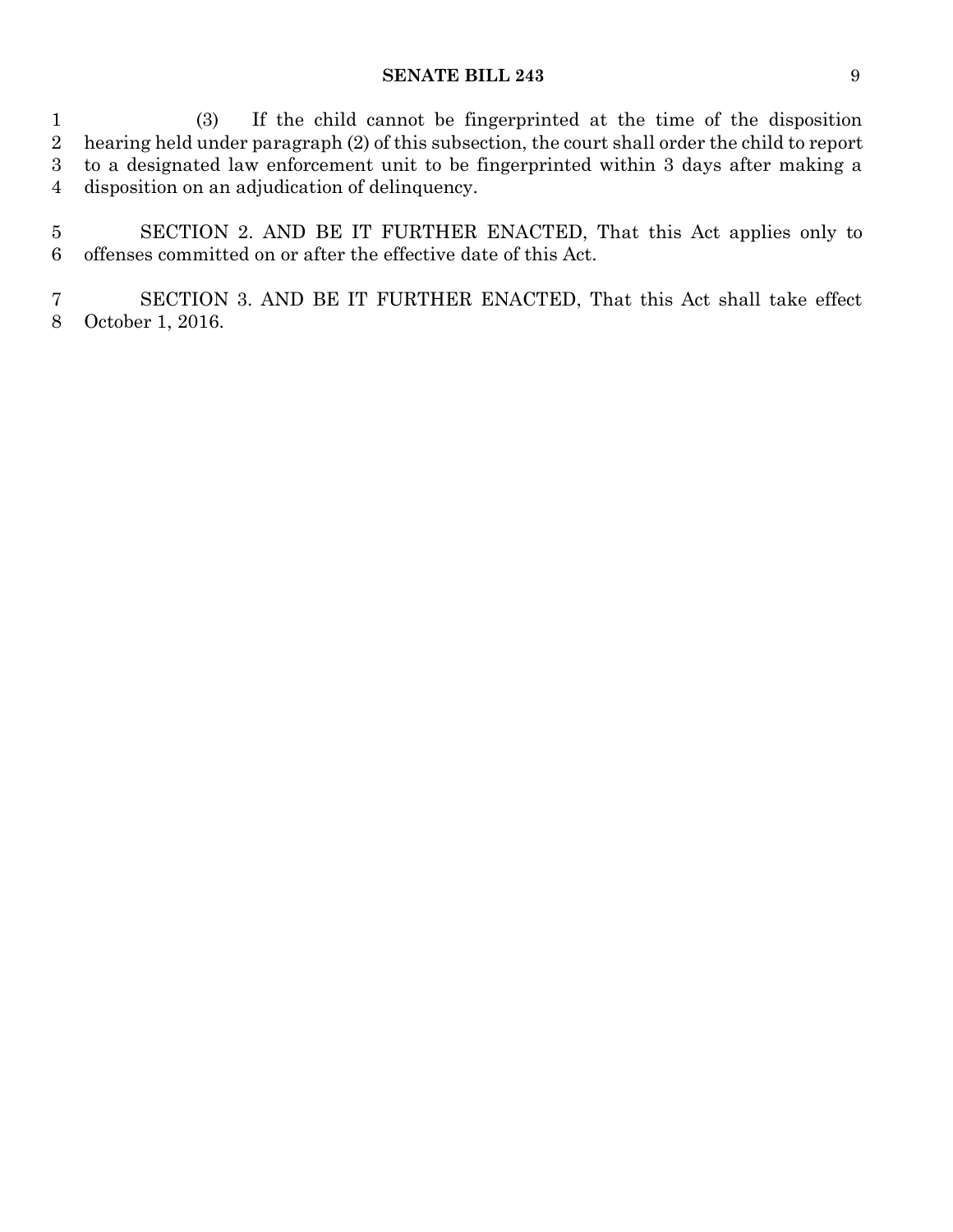(3) If the child cannot be fingerprinted at the time of the disposition hearing held under paragraph (2) of this subsection, the court shall order the child to report to a designated law enforcement unit to be fingerprinted within 3 days after making a disposition on an adjudication of delinquency.

SECTION 2. AND BE IT FURTHER ENACTED, That this Act applies only to offenses committed on or after the effective date of this Act.

SECTION 3. AND BE IT FURTHER ENACTED, That this Act shall take effect October 1, 2016.